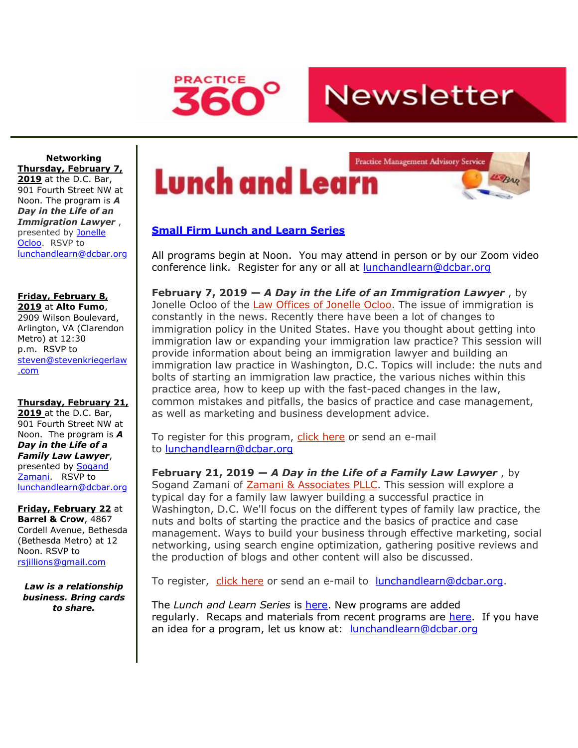# PRACTICE 360° Newsletter

**Networking**

**Thursday, February 7, 2019** at the D.C. Bar, 901 Fourth Street NW at Noon. The program is ***A Day in the Life of an Immigration Lawyer*** , presented by Jonelle Ocloo. RSVP to lunchandlearn@dcbar.org

**Friday, February 8, 2019** at **Alto Fumo**, 2909 Wilson Boulevard, Arlington, VA (Clarendon Metro) at 12:30 p.m. RSVP to steven@stevenkriegerlaw.com

**Thursday, February 21, 2019** at the D.C. Bar, 901 Fourth Street NW at Noon. The program is ***A Day in the Life of a Family Law Lawyer***, presented by Sogand Zamani. RSVP to lunchandlearn@dcbar.org

**Friday, February 22** at **Barrel & Crow**, 4867 Cordell Avenue, Bethesda (Bethesda Metro) at 12 Noon. RSVP to rsjillions@gmail.com

***Law is a relationship business. Bring cards to share.***

## Lunch and Learn

Practice Management Advisory Service

### Small Firm Lunch and Learn Series

All programs begin at Noon. You may attend in person or by our Zoom video conference link. Register for any or all at lunchandlearn@dcbar.org

**February 7, 2019 — *A Day in the Life of an Immigration Lawyer*** , by Jonelle Ocloo of the Law Offices of Jonelle Ocloo. The issue of immigration is constantly in the news. Recently there have been a lot of changes to immigration policy in the United States. Have you thought about getting into immigration law or expanding your immigration law practice? This session will provide information about being an immigration lawyer and building an immigration law practice in Washington, D.C. Topics will include: the nuts and bolts of starting an immigration law practice, the various niches within this practice area, how to keep up with the fast-paced changes in the law, common mistakes and pitfalls, the basics of practice and case management, as well as marketing and business development advice.

To register for this program, click here or send an e-mail to lunchandlearn@dcbar.org

**February 21, 2019 — *A Day in the Life of a Family Law Lawyer*** , by Sogand Zamani of Zamani & Associates PLLC. This session will explore a typical day for a family law lawyer building a successful practice in Washington, D.C. We'll focus on the different types of family law practice, the nuts and bolts of starting the practice and the basics of practice and case management. Ways to build your business through effective marketing, social networking, using search engine optimization, gathering positive reviews and the production of blogs and other content will also be discussed.

To register, click here or send an e-mail to lunchandlearn@dcbar.org.

The *Lunch and Learn Series* is here. New programs are added regularly. Recaps and materials from recent programs are here. If you have an idea for a program, let us know at: lunchandlearn@dcbar.org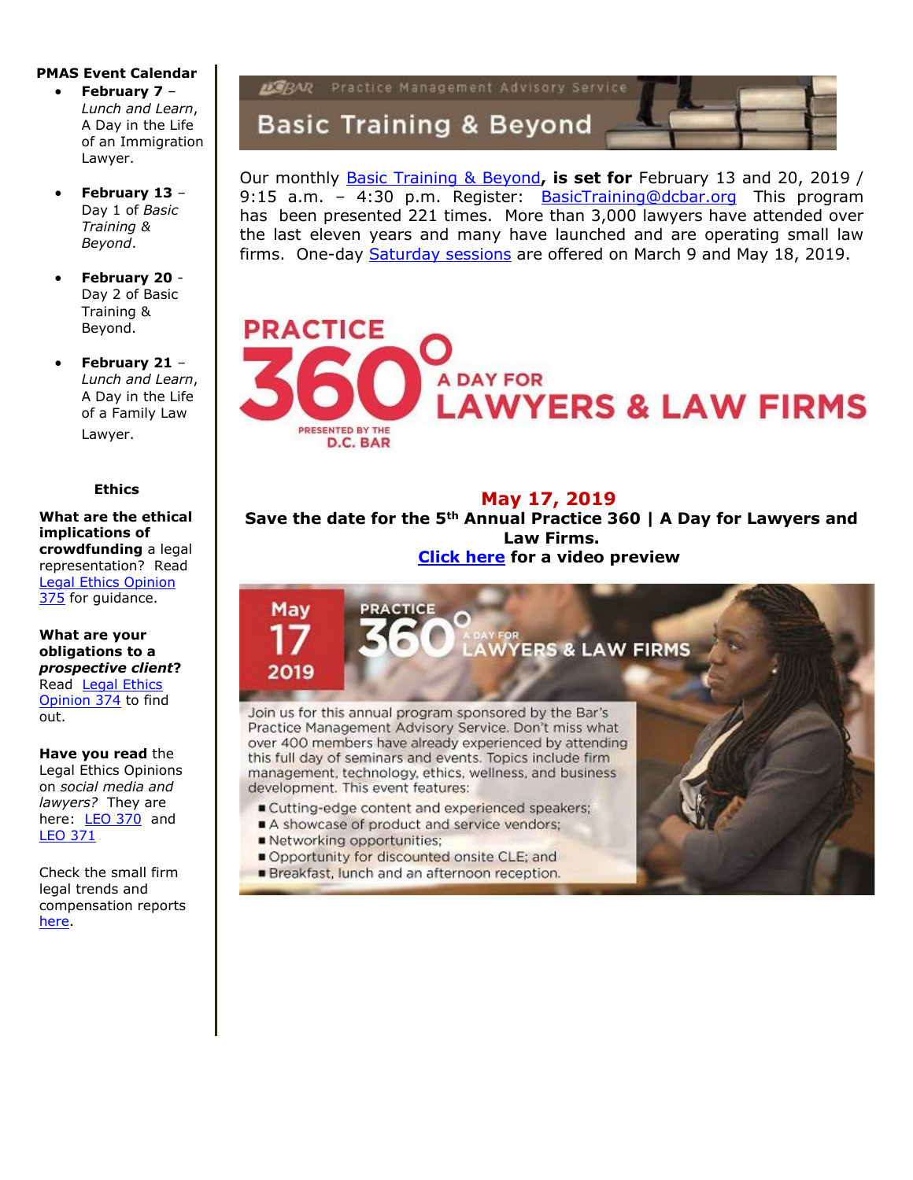**PMAS Event Calendar**

- **February 7** – *Lunch and Learn*, A Day in the Life of an Immigration Lawyer.
- **February 13** – Day 1 of *Basic Training & Beyond*.
- **February 20** - Day 2 of Basic Training & Beyond.
- **February 21** – *Lunch and Learn*, A Day in the Life of a Family Law Lawyer.

**Ethics**

**What are the ethical implications of crowdfunding** a legal representation? Read Legal Ethics Opinion 375 for guidance.

**What are your obligations to a *prospective client*?** Read Legal Ethics Opinion 374 to find out.

**Have you read** the Legal Ethics Opinions on *social media and lawyers?* They are here: LEO 370 and LEO 371

Check the small firm legal trends and compensation reports here.

Practice Management Advisory Service

## Basic Training & Beyond

Our monthly Basic Training & Beyond**, is set for** February 13 and 20, 2019 / 9:15 a.m. – 4:30 p.m. Register: BasicTraining@dcbar.org This program has been presented 221 times. More than 3,000 lawyers have attended over the last eleven years and many have launched and are operating small law firms. One-day Saturday sessions are offered on March 9 and May 18, 2019.

## PRACTICE 360° A DAY FOR LAWYERS & LAW FIRMS

PRESENTED BY THE D.C. BAR

**May 17, 2019**

**Save the date for the 5th Annual Practice 360 | A Day for Lawyers and Law Firms.**

**Click here for a video preview**

May 17 2019 PRACTICE 360° A DAY FOR LAWYERS & LAW FIRMS

Join us for this annual program sponsored by the Bar's Practice Management Advisory Service. Don't miss what over 400 members have already experienced by attending this full day of seminars and events. Topics include firm management, technology, ethics, wellness, and business development. This event features:

- Cutting-edge content and experienced speakers;
- A showcase of product and service vendors;
- Networking opportunities;
- Opportunity for discounted onsite CLE; and
- Breakfast, lunch and an afternoon reception.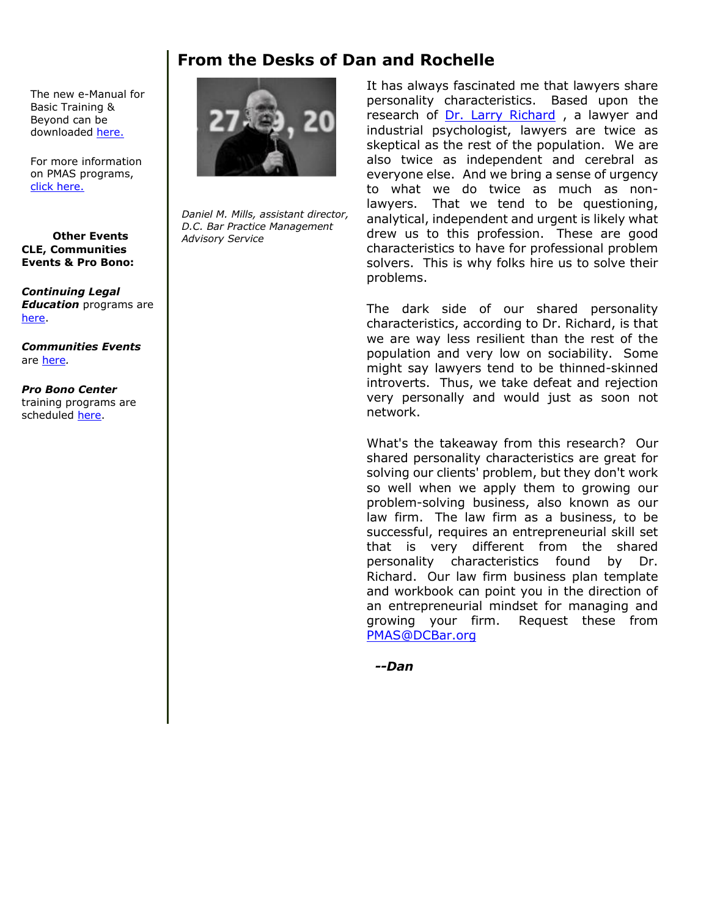The new e-Manual for Basic Training & Beyond can be downloaded here.

For more information on PMAS programs, click here.

**Other Events CLE, Communities Events & Pro Bono:**

***Continuing Legal Education*** programs are here.

***Communities Events*** are here.

***Pro Bono Center*** training programs are scheduled here.

## From the Desks of Dan and Rochelle

*Daniel M. Mills, assistant director, D.C. Bar Practice Management Advisory Service*

It has always fascinated me that lawyers share personality characteristics. Based upon the research of Dr. Larry Richard , a lawyer and industrial psychologist, lawyers are twice as skeptical as the rest of the population. We are also twice as independent and cerebral as everyone else. And we bring a sense of urgency to what we do twice as much as non-lawyers. That we tend to be questioning, analytical, independent and urgent is likely what drew us to this profession. These are good characteristics to have for professional problem solvers. This is why folks hire us to solve their problems.

The dark side of our shared personality characteristics, according to Dr. Richard, is that we are way less resilient than the rest of the population and very low on sociability. Some might say lawyers tend to be thinned-skinned introverts. Thus, we take defeat and rejection very personally and would just as soon not network.

What's the takeaway from this research? Our shared personality characteristics are great for solving our clients' problem, but they don't work so well when we apply them to growing our problem-solving business, also known as our law firm. The law firm as a business, to be successful, requires an entrepreneurial skill set that is very different from the shared personality characteristics found by Dr. Richard. Our law firm business plan template and workbook can point you in the direction of an entrepreneurial mindset for managing and growing your firm. Request these from PMAS@DCBar.org

***--Dan***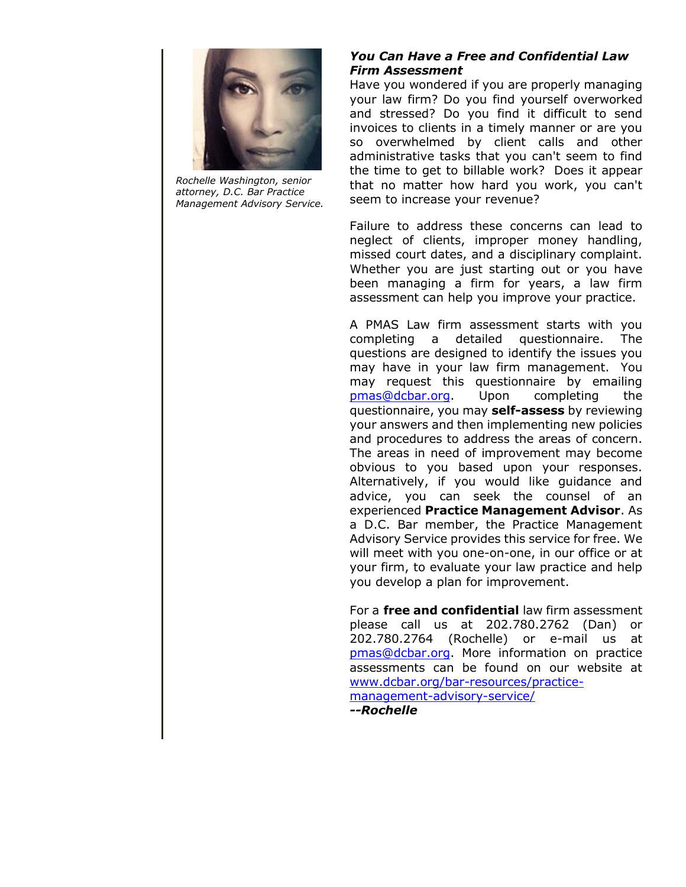Rochelle Washington, senior attorney, D.C. Bar Practice Management Advisory Service.

***You Can Have a Free and Confidential Law Firm Assessment***

Have you wondered if you are properly managing your law firm? Do you find yourself overworked and stressed? Do you find it difficult to send invoices to clients in a timely manner or are you so overwhelmed by client calls and other administrative tasks that you can't seem to find the time to get to billable work? Does it appear that no matter how hard you work, you can't seem to increase your revenue?

Failure to address these concerns can lead to neglect of clients, improper money handling, missed court dates, and a disciplinary complaint. Whether you are just starting out or you have been managing a firm for years, a law firm assessment can help you improve your practice.

A PMAS Law firm assessment starts with you completing a detailed questionnaire. The questions are designed to identify the issues you may have in your law firm management. You may request this questionnaire by emailing pmas@dcbar.org. Upon completing the questionnaire, you may **self-assess** by reviewing your answers and then implementing new policies and procedures to address the areas of concern. The areas in need of improvement may become obvious to you based upon your responses. Alternatively, if you would like guidance and advice, you can seek the counsel of an experienced **Practice Management Advisor**. As a D.C. Bar member, the Practice Management Advisory Service provides this service for free. We will meet with you one-on-one, in our office or at your firm, to evaluate your law practice and help you develop a plan for improvement.

For a **free and confidential** law firm assessment please call us at 202.780.2762 (Dan) or 202.780.2764 (Rochelle) or e-mail us at pmas@dcbar.org. More information on practice assessments can be found on our website at www.dcbar.org/bar-resources/practice-management-advisory-service/

***--Rochelle***